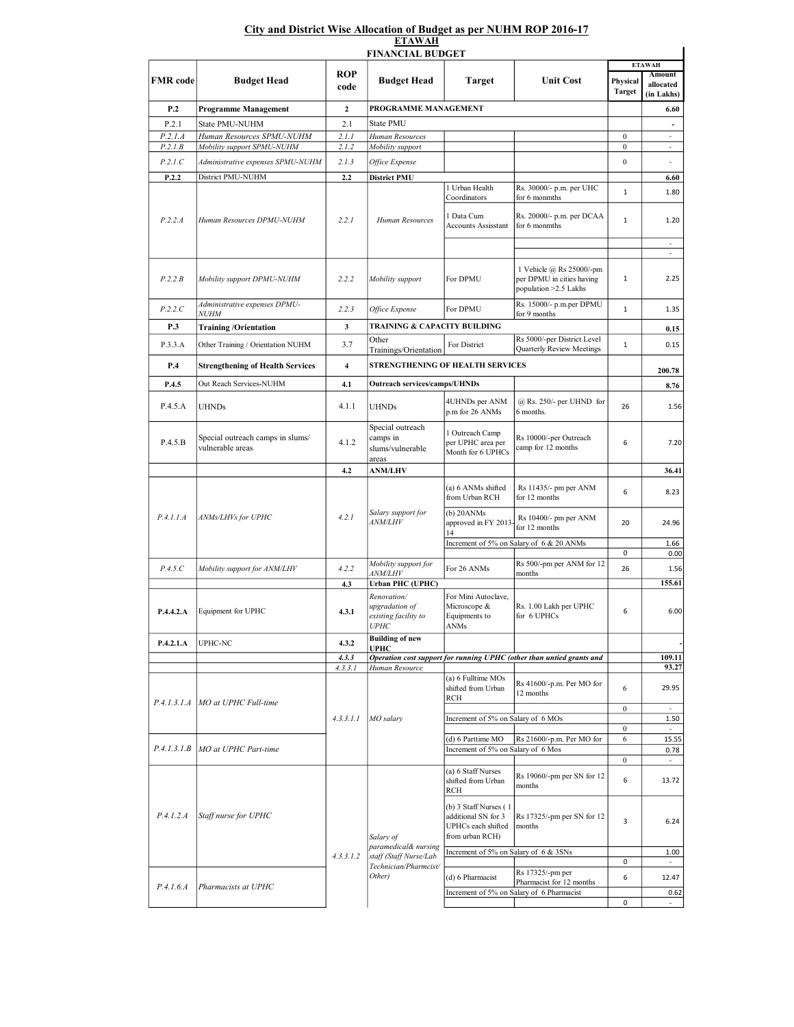## City and District Wise Allocation of Budget as per NUHM ROP 2016-17

### ETAWAH

### FINANCIAL BUDGET

| FMR code | Budget Head | ROP code | Budget Head | Target | Unit Cost | ETAWAH Physical Target | ETAWAH Amount allocated (in Lakhs) |
|---|---|---|---|---|---|---|---|
| **P.2** | **Programme Management** | **2** | **PROGRAMME MANAGEMENT** | | | | **6.60** |
| P.2.1 | State PMU-NUHM | 2.1 | State PMU | | | | - |
| *P.2.1.A* | *Human Resources SPMU-NUHM* | *2.1.1* | *Human Resources* | | | 0 | - |
| *P.2.1.B* | *Mobility support SPMU-NUHM* | *2.1.2* | *Mobility support* | | | 0 | - |
| *P.2.1.C* | *Administrative expenses SPMU-NUHM* | *2.1.3* | *Office Expense* | | | 0 | - |
| **P.2.2** | District PMU-NUHM | **2.2** | **District PMU** | | | | **6.60** |
| *P.2.2.A* | *Human Resources DPMU-NUHM* | *2.2.1* | *Human Resources* | 1 Urban Health Coordinators | Rs. 30000/- p.m. per UHC for 6 monmths | 1 | 1.80 |
| | | | | 1 Data Cum Accounts Assisstant | Rs. 20000/- p.m. per DCAA for 6 monmths | 1 | 1.20 |
| | | | | | | | - |
| | | | | | | | - |
| *P.2.2.B* | *Mobility support DPMU-NUHM* | *2.2.2* | *Mobility support* | For DPMU | 1 Vehicle @ Rs 25000/-pm per DPMU in cities having population >2.5 Lakhs | 1 | 2.25 |
| *P.2.2.C* | *Administrative expenses DPMU-NUHM* | *2.2.3* | *Office Expense* | For DPMU | Rs. 15000/- p.m.per DPMU for 9 months | 1 | 1.35 |
| **P.3** | **Training /Orientation** | **3** | **TRAINING & CAPACITY BUILDING** | | | | **0.15** |
| P.3.3.A | Other Training / Orientation NUHM | 3.7 | Other Trainings/Orientation | For District | Rs 5000/-per District Level Quarterly Review Meetings | 1 | 0.15 |
| **P.4** | **Strengthening of Health Services** | **4** | **STRENGTHENING OF HEALTH SERVICES** | | | | **200.78** |
| **P.4.5** | Out Reach Services-NUHM | **4.1** | **Outreach services/camps/UHNDs** | | | | **8.76** |
| P.4.5.A | UHNDs | 4.1.1 | UHNDs | 4UHNDs per ANM p.m for 26 ANMs | @ Rs. 250/- per UHND for 6 months. | 26 | 1.56 |
| P.4.5.B | Special outreach camps in slums/ vulnerable areas | 4.1.2 | Special outreach camps in slums/vulnerable areas | 1 Outreach Camp per UPHC area per Month for 6 UPHCs | Rs 10000/-per Outreach camp for 12 months | 6 | 7.20 |
| | | **4.2** | **ANM/LHV** | | | | **36.41** |
| *P.4.1.1.A* | *ANMs/LHVs for UPHC* | *4.2.1* | *Salary support for ANM/LHV* | (a) 6 ANMs shifted from Urban RCH | Rs 11435/- pm per ANM for 12 months | 6 | 8.23 |
| | | | | (b) 20ANMs approved in FY 2013-14 | Rs 10400/- pm per ANM for 12 months | 20 | 24.96 |
| | | | | Increment of 5% on Salary of 6 & 20 ANMs | | | 1.66 |
| | | | | | | 0 | 0.00 |
| *P.4.5.C* | *Mobility support for ANM/LHV* | *4.2.2* | *Mobility support for ANM/LHV* | For 26 ANMs | Rs 500/-pm per ANM for 12 months | 26 | 1.56 |
| | | **4.3** | **Urban PHC (UPHC)** | | | | **155.61** |
| **P.4.4.2.A** | Equipment for UPHC | **4.3.1** | *Renovation/ upgradation of existing facility to UPHC* | For Mini Autoclave, Microscope & Equipments to ANMs | Rs. 1.00 Lakh per UPHC for 6 UPHCs | 6 | 6.00 |
| **P.4.2.1.A** | UPHC-NC | **4.3.2** | **Building of new UPHC** | | | | - |
| | | ***4.3.3*** | ***Operation cost support for running UPHC (other than untied grants and*** | | | | **109.11** |
| | | *4.3.3.1* | *Human Resource* | | | | **93.27** |
| *P.4.1.3.1.A* | *MO at UPHC Full-time* | *4.3.3.1.1* | *MO salary* | (a) 6 Fulltime MOs shifted from Urban RCH | Rs 41600/-p.m. Per MO for 12 months | 6 | 29.95 |
| | | | | | | 0 | - |
| | | | | Increment of 5% on Salary of 6 MOs | | | 1.50 |
| | | | | | | 0 | - |
| *P.4.1.3.1.B* | *MO at UPHC Part-time* | | | (d) 6 Parttime MO | Rs 21600/-p.m. Per MO for | 6 | 15.55 |
| | | | | Increment of 5% on Salary of 6 Mos | | | 0.78 |
| | | | | | | 0 | - |
| *P.4.1.2.A* | *Staff nurse for UPHC* | *4.3.3.1.2* | *Salary of paramedical& nursing staff (Staff Nurse/Lab Technician/Pharmcist/ Other)* | (a) 6 Staff Nurses shifted from Urban RCH | Rs 19060/-pm per SN for 12 months | 6 | 13.72 |
| | | | | (b) 3 Staff Nurses ( 1 additional SN for 3 UPHCs each shifted from urban RCH) | Rs 17325/-pm per SN for 12 months | 3 | 6.24 |
| | | | | Increment of 5% on Salary of 6 & 3SNs | | | 1.00 |
| | | | | | | 0 | - |
| *P.4.1.6.A* | *Pharmacists at UPHC* | | | (d) 6 Pharmacist | Rs 17325/-pm per Pharmacist for 12 months | 6 | 12.47 |
| | | | | Increment of 5% on Salary of 6 Pharmacist | | | 0.62 |
| | | | | | | 0 | - |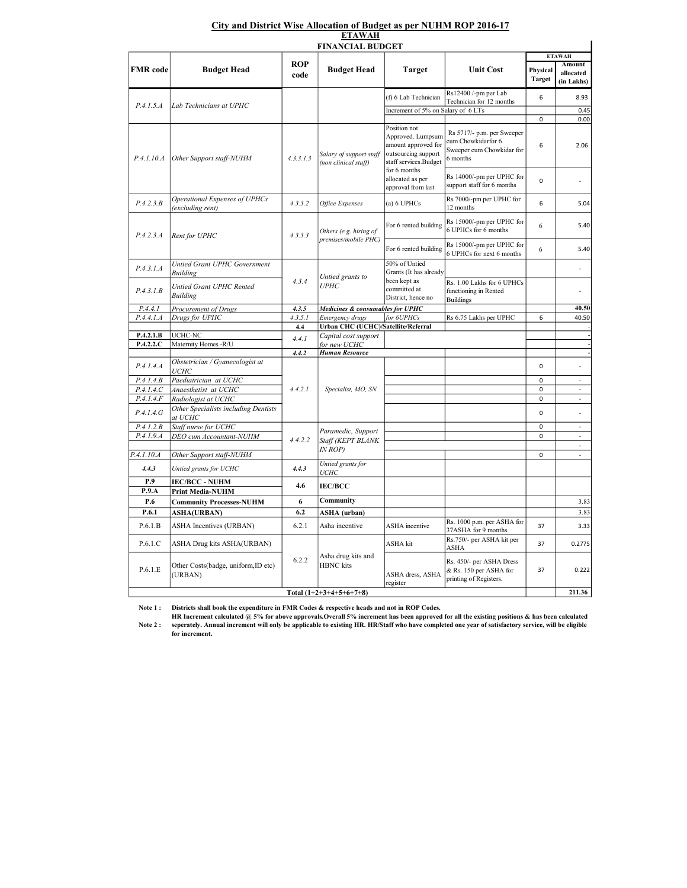## City and District Wise Allocation of Budget as per NUHM ROP 2016-17

### ETAWAH

### FINANCIAL BUDGET

| FMR code | Budget Head | ROP code | Budget Head | Target | Unit Cost | ETAWAH Physical Target | ETAWAH Amount allocated (in Lakhs) |
|---|---|---|---|---|---|---|---|
| P.4.1.5.A | Lab Technicians at UPHC | | | (f) 6 Lab Technician | Rs12400 /-pm per Lab Technician for 12 months | 6 | 8.93 |
| | | | | Increment of 5% on Salary of 6 LTs | | | 0.45 |
| | | | | | | 0 | 0.00 |
| P.4.1.10.A | Other Support staff-NUHM | 4.3.3.1.3 | Salary of support staff (non clinical staff) | Position not Approved. Lumpsum amount approved for outsourcing support staff services.Budget for 6 months allocated as per approval from last | Rs 5717/- p.m. per Sweeper cum Chowkidarfor 6 Sweeper cum Chowkidar for 6 months | 6 | 2.06 |
| | | | | | Rs 14000/-pm per UPHC for support staff for 6 months | 0 | - |
| P.4.2.3.B | Operational Expenses of UPHCs (excluding rent) | 4.3.3.2 | Office Expenses | (a) 6 UPHCs | Rs 7000/-pm per UPHC for 12 months | 6 | 5.04 |
| P.4.2.3.A | Rent for UPHC | 4.3.3.3 | Others (e.g. hiring of premises/mobile PHC) | For 6 rented building | Rs 15000/-pm per UPHC for 6 UPHCs for 6 months | 6 | 5.40 |
| | | | | For 6 rented building | Rs 15000/-pm per UPHC for 6 UPHCs for next 6 months | 6 | 5.40 |
| P.4.3.1.A | Untied Grant UPHC Government Building | 4.3.4 | Untied grants to UPHC | 50% of Untied Grants (It has already been kept as committed at District, hence no | | | - |
| P.4.3.1.B | Untied Grant UPHC Rented Building | | | | Rs. 1.00 Lakhs for 6 UPHCs functioning in Rented Buildings | | - |
| P.4.4.1 | Procurement of Drugs | 4.3.5 | Medicines & consumables for UPHC | | | | 40.50 |
| P.4.4.1.A | Drugs for UPHC | 4.3.5.1 | Emergency drugs | for 6UPHCs | Rs 6.75 Lakhs per UPHC | 6 | 40.50 |
| | | 4.4 | Urban CHC (UCHC)/Satellite/Referral | | | | - |
| P.4.2.1.B | UCHC-NC | 4.4.1 | Capital cost support for new UCHC | | | | - |
| P.4.2.2.C | Maternity Homes -R/U | | | | | | - |
| | | 4.4.2 | Human Resource | | | | - |
| P.4.1.4.A | Obstetrician / Gyanecologist at UCHC | 4.4.2.1 | Specialist, MO, SN | | | 0 | - |
| P.4.1.4.B | Paediatrician at UCHC | | | | | 0 | - |
| P.4.1.4.C | Anaesthetist at UCHC | | | | | 0 | - |
| P.4.1.4.F | Radiologist at UCHC | | | | | 0 | - |
| P.4.1.4.G | Other Specialists including Dentists at UCHC | | | | | 0 | - |
| P.4.1.2.B | Staff nurse for UCHC | 4.4.2.2 | Paramedic, Support Staff (KEPT BLANK IN ROP) | | | 0 | - |
| P.4.1.9.A | DEO cum Accountant-NUHM | | | | | 0 | - |
| | | | | | | | - |
| P.4.1.10.A | Other Support staff-NUHM | | | | | 0 | - |
| 4.4.3 | Untied grants for UCHC | 4.4.3 | Untied grants for UCHC | | | | |
| P.9 | IEC/BCC - NUHM | 4.6 | IEC/BCC | | | | |
| P.9.A | Print Media-NUHM | | | | | | |
| P.6 | Community Processes-NUHM | 6 | Community | | | | 3.83 |
| P.6.1 | ASHA(URBAN) | 6.2 | ASHA (urban) | | | | 3.83 |
| P.6.1.B | ASHA Incentives (URBAN) | 6.2.1 | Asha incentive | ASHA incentive | Rs. 1000 p.m. per ASHA for 37ASHA for 9 months | 37 | 3.33 |
| P.6.1.C | ASHA Drug kits ASHA(URBAN) | 6.2.2 | Asha drug kits and HBNC kits | ASHA kit | Rs.750/- per ASHA kit per ASHA | 37 | 0.2775 |
| P.6.1.E | Other Costs(badge, uniform,ID etc) (URBAN) | | | ASHA dress, ASHA register | Rs. 450/- per ASHA Dress & Rs. 150 per ASHA for printing of Registers. | 37 | 0.222 |
| Total (1+2+3+4+5+6+7+8) | | | | | | | 211.36 |

**Note 1 :** Districts shall book the expenditure in FMR Codes & respective heads and not in ROP Codes.

**Note 2 :** HR Increment calculated @ 5% for above approvals.Overall 5% increment has been approved for all the existing positions & has been calculated seperately. Annual increment will only be applicable to existing HR. HR/Staff who have completed one year of satisfactory service, will be eligible for increment.